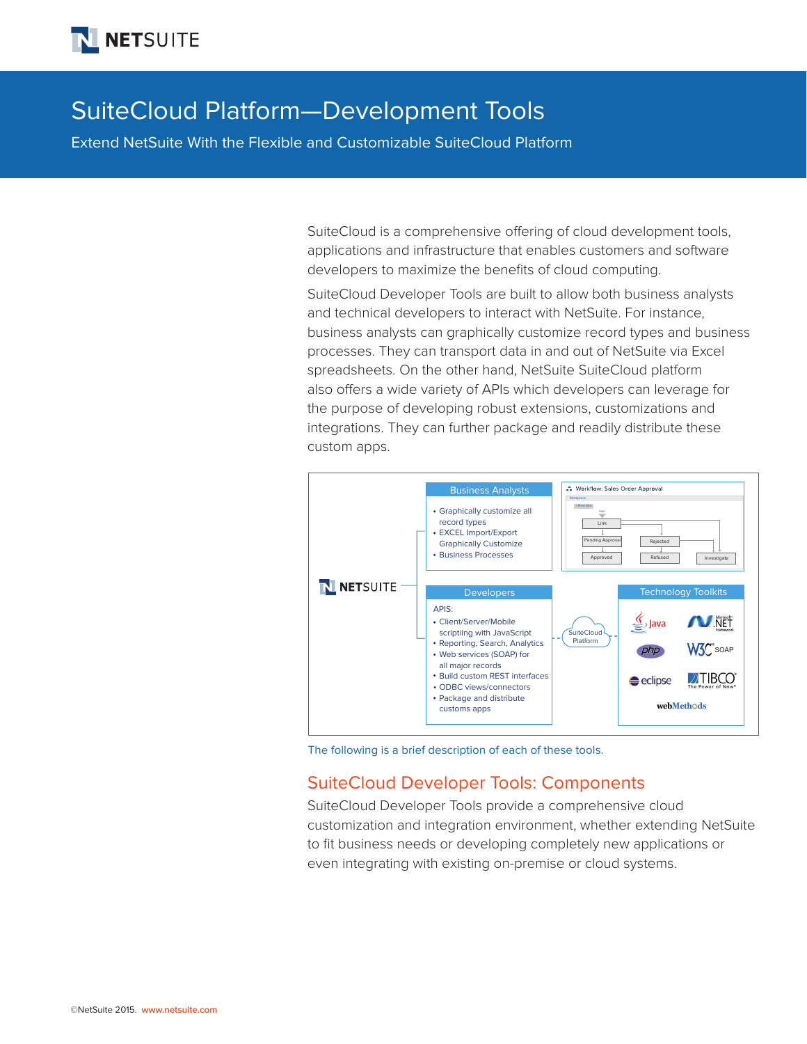# SuiteCloud Platform—Development Tools

Extend NetSuite With the Flexible and Customizable SuiteCloud Platform

SuiteCloud is a comprehensive offering of cloud development tools, applications and infrastructure that enables customers and software developers to maximize the benefits of cloud computing.

SuiteCloud Developer Tools are built to allow both business analysts and technical developers to interact with NetSuite. For instance, business analysts can graphically customize record types and business processes. They can transport data in and out of NetSuite via Excel spreadsheets. On the other hand, NetSuite SuiteCloud platform also offers a wide variety of APIs which developers can leverage for the purpose of developing robust extensions, customizations and integrations. They can further package and readily distribute these custom apps.

NETSUITE

**Business Analysts**

- Graphically customize all record types
- EXCEL Import/Export Graphically Customize
- Business Processes

**Developers**

APIS:

- Client/Server/Mobile scripting with JavaScript
- Reporting, Search, Analytics
- Web services (SOAP) for all major records
- Build custom REST interfaces
- ODBC views/connectors
- Package and distribute customs apps

SuiteCloud Platform

**Technology Toolkits**

Java, .NET, php, W3C SOAP, eclipse, TIBCO, webMethods

The following is a brief description of each of these tools.

## SuiteCloud Developer Tools: Components

SuiteCloud Developer Tools provide a comprehensive cloud customization and integration environment, whether extending NetSuite to fit business needs or developing completely new applications or even integrating with existing on-premise or cloud systems.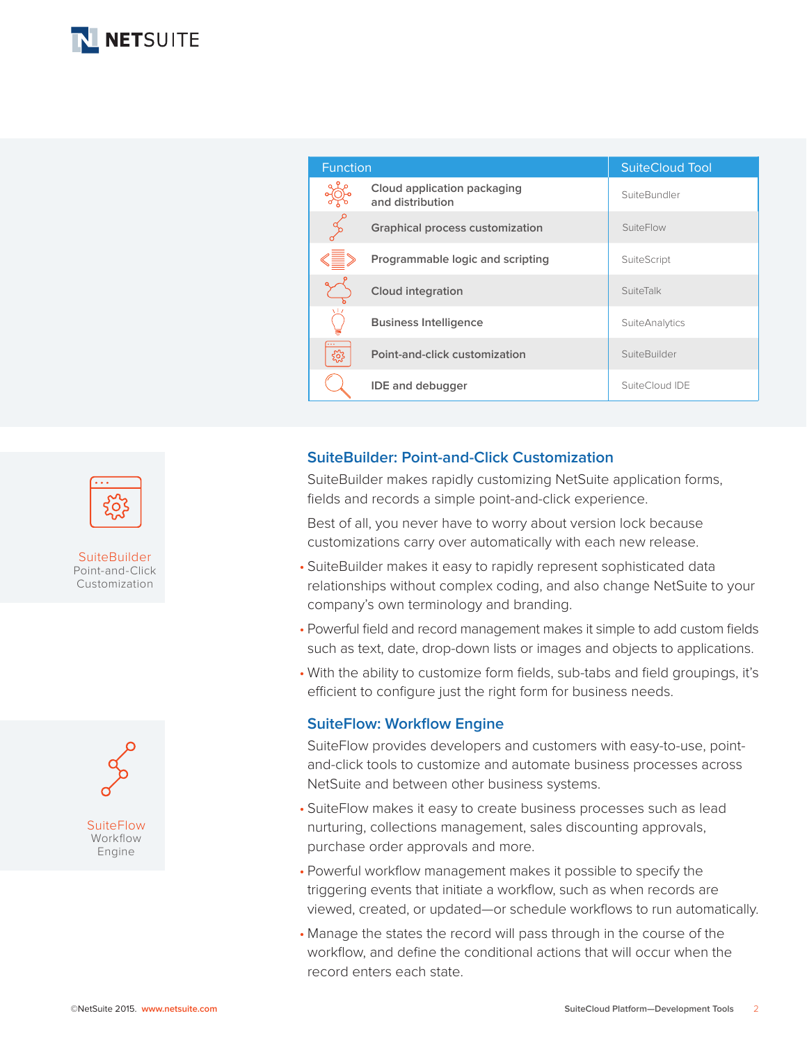| Function | SuiteCloud Tool |
|---|---|
| Cloud application packaging and distribution | SuiteBundler |
| Graphical process customization | SuiteFlow |
| Programmable logic and scripting | SuiteScript |
| Cloud integration | SuiteTalk |
| Business Intelligence | SuiteAnalytics |
| Point-and-click customization | SuiteBuilder |
| IDE and debugger | SuiteCloud IDE |

SuiteBuilder
Point-and-Click Customization

## SuiteBuilder: Point-and-Click Customization

SuiteBuilder makes rapidly customizing NetSuite application forms, fields and records a simple point-and-click experience.

Best of all, you never have to worry about version lock because customizations carry over automatically with each new release.

- SuiteBuilder makes it easy to rapidly represent sophisticated data relationships without complex coding, and also change NetSuite to your company's own terminology and branding.
- Powerful field and record management makes it simple to add custom fields such as text, date, drop-down lists or images and objects to applications.
- With the ability to customize form fields, sub-tabs and field groupings, it's efficient to configure just the right form for business needs.

SuiteFlow
Workflow Engine

## SuiteFlow: Workflow Engine

SuiteFlow provides developers and customers with easy-to-use, point-and-click tools to customize and automate business processes across NetSuite and between other business systems.

- SuiteFlow makes it easy to create business processes such as lead nurturing, collections management, sales discounting approvals, purchase order approvals and more.
- Powerful workflow management makes it possible to specify the triggering events that initiate a workflow, such as when records are viewed, created, or updated—or schedule workflows to run automatically.
- Manage the states the record will pass through in the course of the workflow, and define the conditional actions that will occur when the record enters each state.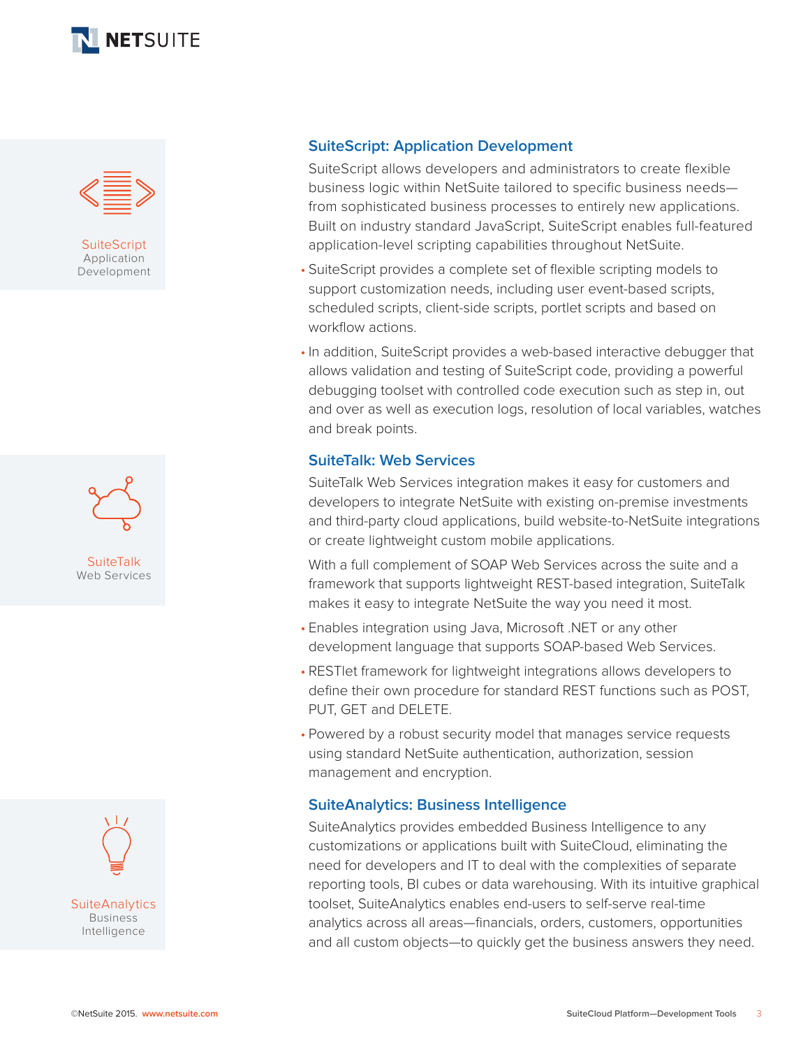## SuiteScript: Application Development

SuiteScript allows developers and administrators to create flexible business logic within NetSuite tailored to specific business needs—from sophisticated business processes to entirely new applications. Built on industry standard JavaScript, SuiteScript enables full-featured application-level scripting capabilities throughout NetSuite.

- SuiteScript provides a complete set of flexible scripting models to support customization needs, including user event-based scripts, scheduled scripts, client-side scripts, portlet scripts and based on workflow actions.
- In addition, SuiteScript provides a web-based interactive debugger that allows validation and testing of SuiteScript code, providing a powerful debugging toolset with controlled code execution such as step in, out and over as well as execution logs, resolution of local variables, watches and break points.

## SuiteTalk: Web Services

SuiteTalk Web Services integration makes it easy for customers and developers to integrate NetSuite with existing on-premise investments and third-party cloud applications, build website-to-NetSuite integrations or create lightweight custom mobile applications.

With a full complement of SOAP Web Services across the suite and a framework that supports lightweight REST-based integration, SuiteTalk makes it easy to integrate NetSuite the way you need it most.

- Enables integration using Java, Microsoft .NET or any other development language that supports SOAP-based Web Services.
- RESTlet framework for lightweight integrations allows developers to define their own procedure for standard REST functions such as POST, PUT, GET and DELETE.
- Powered by a robust security model that manages service requests using standard NetSuite authentication, authorization, session management and encryption.

## SuiteAnalytics: Business Intelligence

SuiteAnalytics provides embedded Business Intelligence to any customizations or applications built with SuiteCloud, eliminating the need for developers and IT to deal with the complexities of separate reporting tools, BI cubes or data warehousing. With its intuitive graphical toolset, SuiteAnalytics enables end-users to self-serve real-time analytics across all areas—financials, orders, customers, opportunities and all custom objects—to quickly get the business answers they need.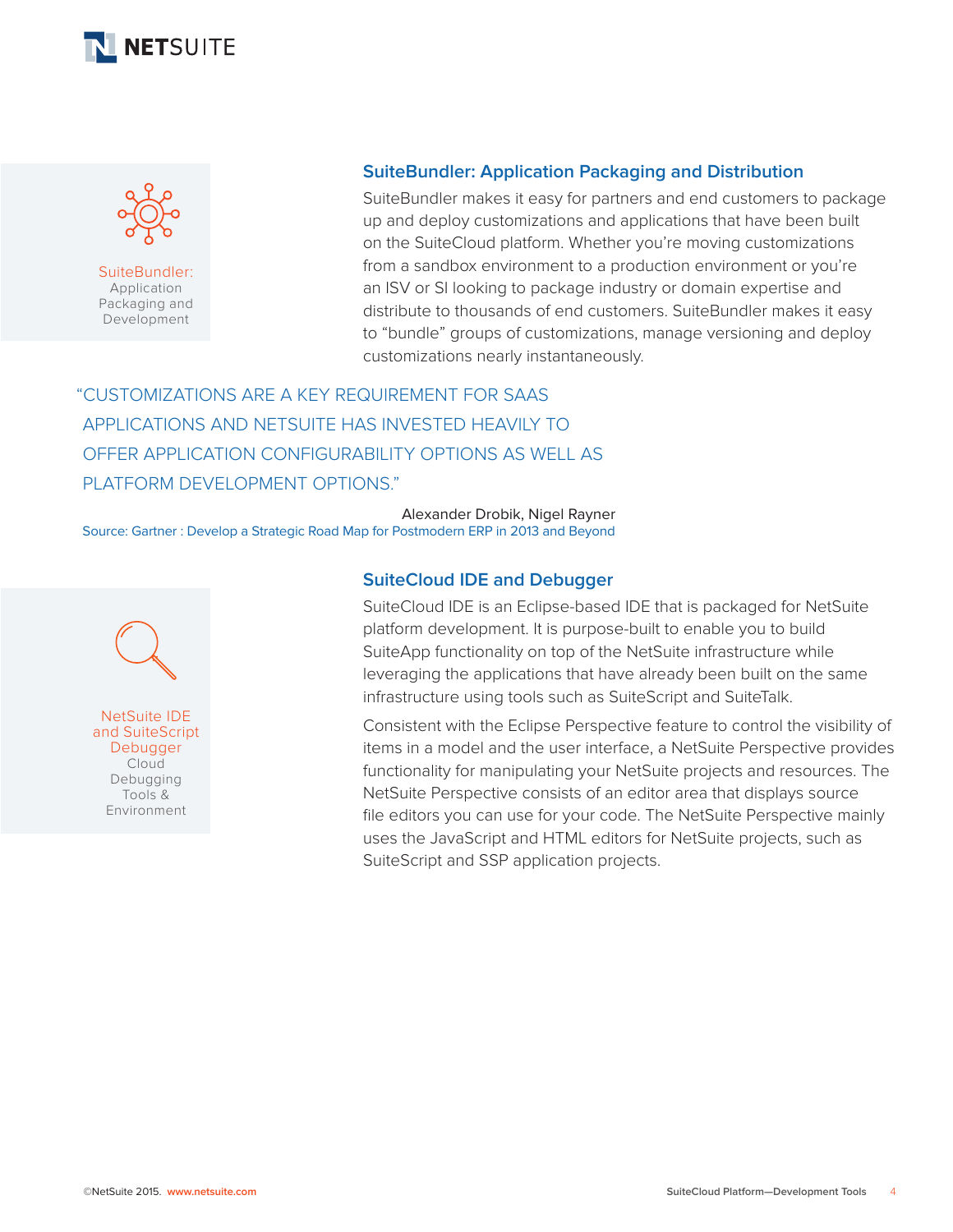SuiteBundler: Application Packaging and Development

## SuiteBundler: Application Packaging and Distribution

SuiteBundler makes it easy for partners and end customers to package up and deploy customizations and applications that have been built on the SuiteCloud platform. Whether you're moving customizations from a sandbox environment to a production environment or you're an ISV or SI looking to package industry or domain expertise and distribute to thousands of end customers. SuiteBundler makes it easy to "bundle" groups of customizations, manage versioning and deploy customizations nearly instantaneously.

> "CUSTOMIZATIONS ARE A KEY REQUIREMENT FOR SAAS APPLICATIONS AND NETSUITE HAS INVESTED HEAVILY TO OFFER APPLICATION CONFIGURABILITY OPTIONS AS WELL AS PLATFORM DEVELOPMENT OPTIONS."
>
> Alexander Drobik, Nigel Rayner
>
> Source: Gartner : Develop a Strategic Road Map for Postmodern ERP in 2013 and Beyond

NetSuite IDE and SuiteScript Debugger Cloud Debugging Tools & Environment

## SuiteCloud IDE and Debugger

SuiteCloud IDE is an Eclipse-based IDE that is packaged for NetSuite platform development. It is purpose-built to enable you to build SuiteApp functionality on top of the NetSuite infrastructure while leveraging the applications that have already been built on the same infrastructure using tools such as SuiteScript and SuiteTalk.

Consistent with the Eclipse Perspective feature to control the visibility of items in a model and the user interface, a NetSuite Perspective provides functionality for manipulating your NetSuite projects and resources. The NetSuite Perspective consists of an editor area that displays source file editors you can use for your code. The NetSuite Perspective mainly uses the JavaScript and HTML editors for NetSuite projects, such as SuiteScript and SSP application projects.